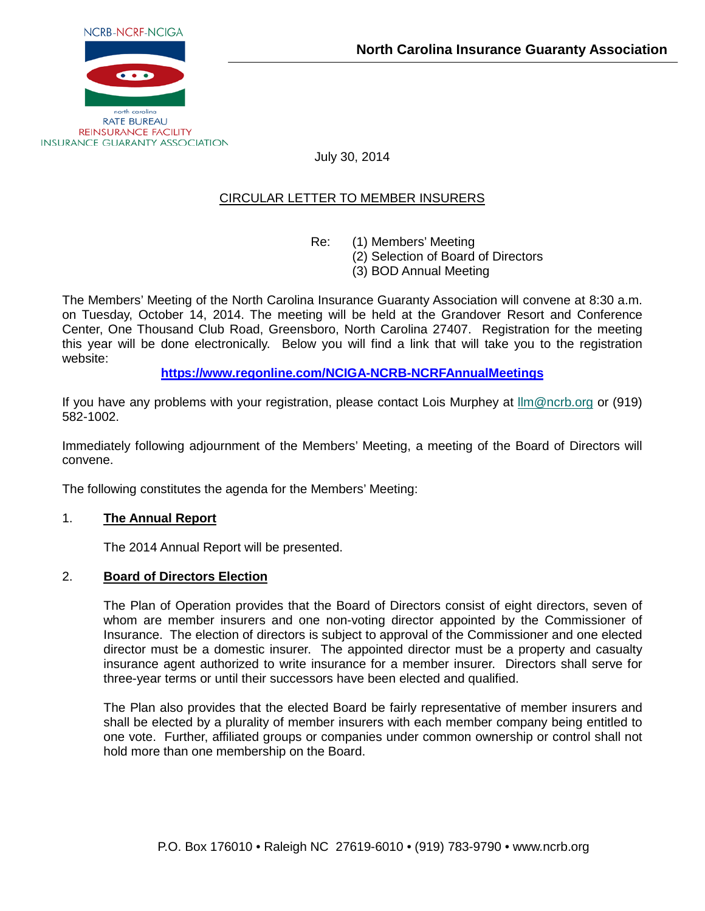NCRB-NCRF-NCIGA

north carolina
RATE BUREAU
REINSURANCE FACILITY
INSURANCE GUARANTY ASSOCIATION

**North Carolina Insurance Guaranty Association**

July 30, 2014

CIRCULAR LETTER TO MEMBER INSURERS

Re: (1) Members' Meeting
(2) Selection of Board of Directors
(3) BOD Annual Meeting

The Members' Meeting of the North Carolina Insurance Guaranty Association will convene at 8:30 a.m. on Tuesday, October 14, 2014. The meeting will be held at the Grandover Resort and Conference Center, One Thousand Club Road, Greensboro, North Carolina 27407. Registration for the meeting this year will be done electronically. Below you will find a link that will take you to the registration website:

**https://www.regonline.com/NCIGA-NCRB-NCRFAnnualMeetings**

If you have any problems with your registration, please contact Lois Murphey at llm@ncrb.org or (919) 582-1002.

Immediately following adjournment of the Members' Meeting, a meeting of the Board of Directors will convene.

The following constitutes the agenda for the Members' Meeting:

1. **The Annual Report**

   The 2014 Annual Report will be presented.

2. **Board of Directors Election**

   The Plan of Operation provides that the Board of Directors consist of eight directors, seven of whom are member insurers and one non-voting director appointed by the Commissioner of Insurance. The election of directors is subject to approval of the Commissioner and one elected director must be a domestic insurer. The appointed director must be a property and casualty insurance agent authorized to write insurance for a member insurer. Directors shall serve for three-year terms or until their successors have been elected and qualified.

   The Plan also provides that the elected Board be fairly representative of member insurers and shall be elected by a plurality of member insurers with each member company being entitled to one vote. Further, affiliated groups or companies under common ownership or control shall not hold more than one membership on the Board.

P.O. Box 176010 • Raleigh NC 27619-6010 • (919) 783-9790 • www.ncrb.org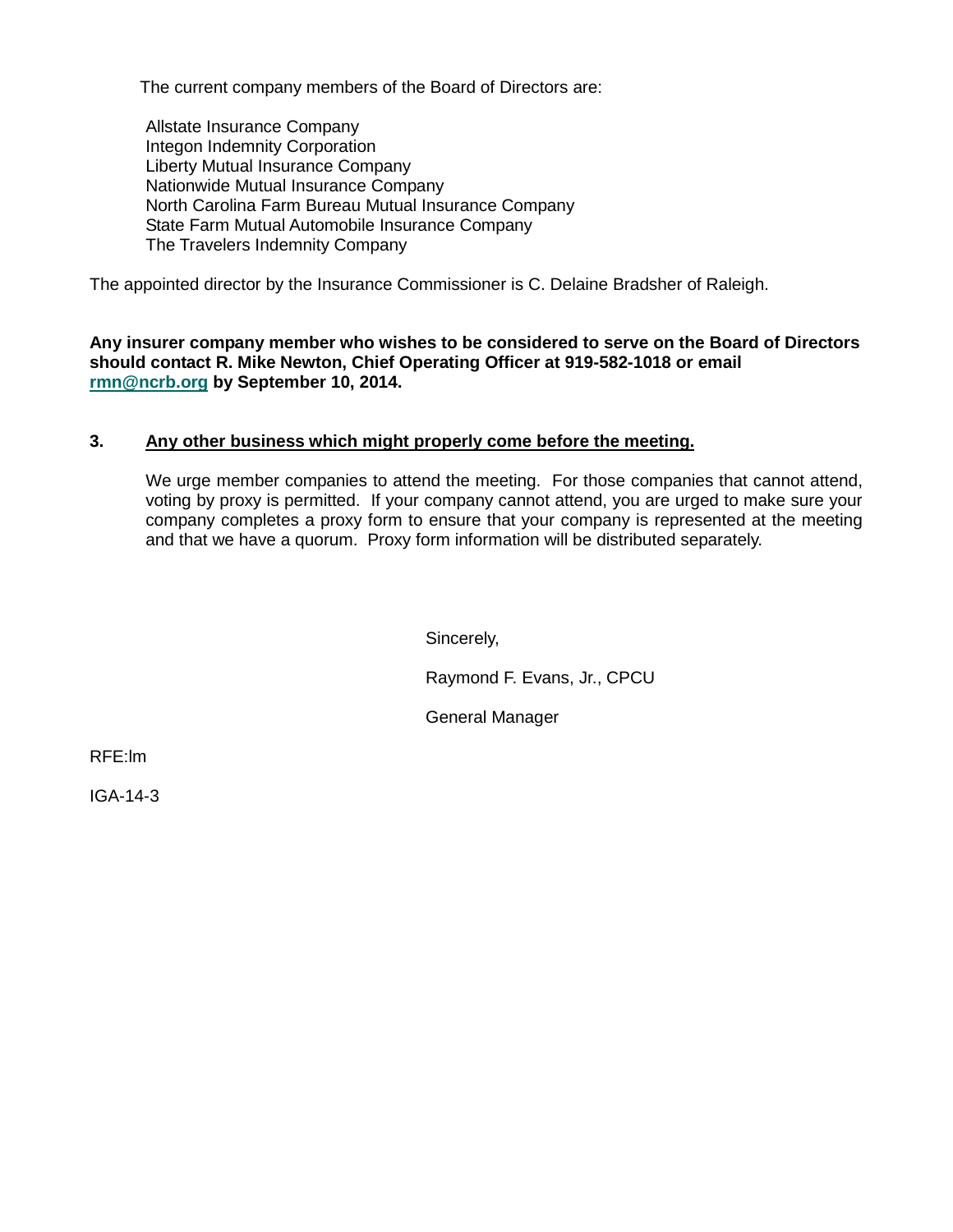The current company members of the Board of Directors are:

Allstate Insurance Company
Integon Indemnity Corporation
Liberty Mutual Insurance Company
Nationwide Mutual Insurance Company
North Carolina Farm Bureau Mutual Insurance Company
State Farm Mutual Automobile Insurance Company
The Travelers Indemnity Company

The appointed director by the Insurance Commissioner is C. Delaine Bradsher of Raleigh.

**Any insurer company member who wishes to be considered to serve on the Board of Directors should contact R. Mike Newton, Chief Operating Officer at 919-582-1018 or email rmn@ncrb.org by September 10, 2014.**

**3. Any other business which might properly come before the meeting.**

We urge member companies to attend the meeting. For those companies that cannot attend, voting by proxy is permitted. If your company cannot attend, you are urged to make sure your company completes a proxy form to ensure that your company is represented at the meeting and that we have a quorum. Proxy form information will be distributed separately.

Sincerely,

Raymond F. Evans, Jr., CPCU

General Manager

RFE:lm

IGA-14-3